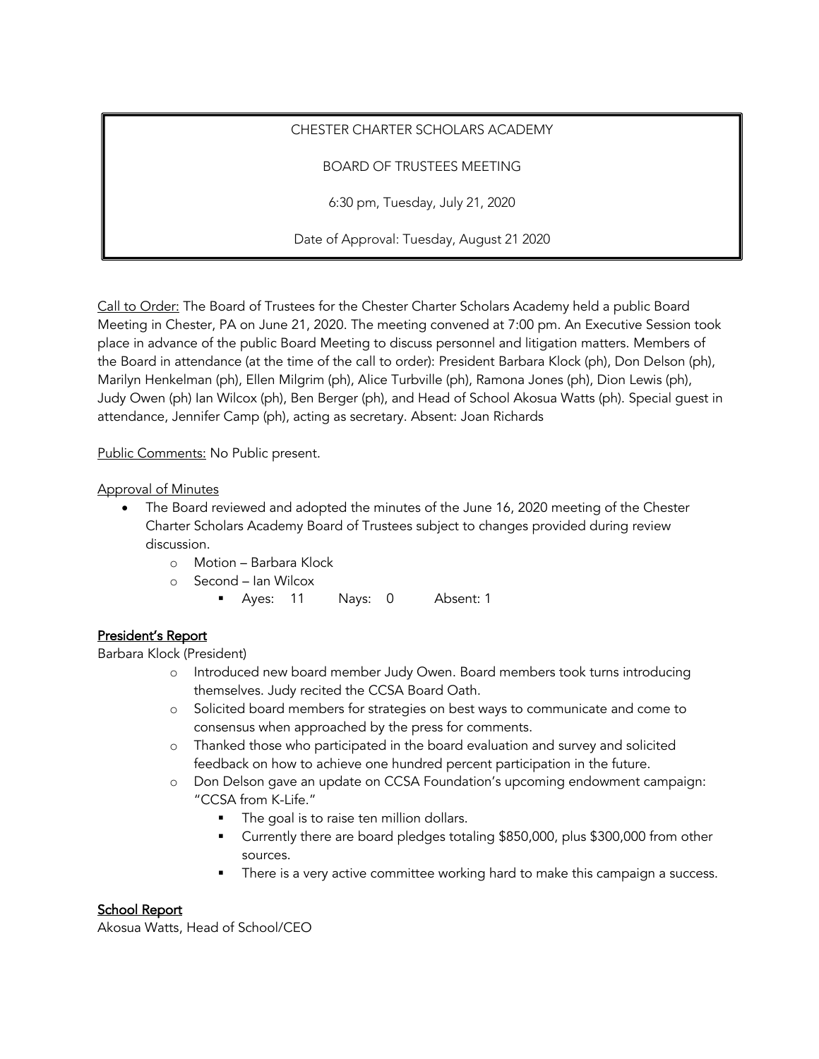CHESTER CHARTER SCHOLARS ACADEMY

BOARD OF TRUSTEES MEETING

6:30 pm, Tuesday, July 21, 2020

Date of Approval: Tuesday, August 21 2020

Call to Order: The Board of Trustees for the Chester Charter Scholars Academy held a public Board Meeting in Chester, PA on June 21, 2020. The meeting convened at 7:00 pm. An Executive Session took place in advance of the public Board Meeting to discuss personnel and litigation matters. Members of the Board in attendance (at the time of the call to order): President Barbara Klock (ph), Don Delson (ph), Marilyn Henkelman (ph), Ellen Milgrim (ph), Alice Turbville (ph), Ramona Jones (ph), Dion Lewis (ph), Judy Owen (ph) Ian Wilcox (ph), Ben Berger (ph), and Head of School Akosua Watts (ph). Special guest in attendance, Jennifer Camp (ph), acting as secretary. Absent: Joan Richards

Public Comments: No Public present.

Approval of Minutes

- The Board reviewed and adopted the minutes of the June 16, 2020 meeting of the Chester Charter Scholars Academy Board of Trustees subject to changes provided during review discussion.
  - Motion – Barbara Klock
  - Second – Ian Wilcox
    - Ayes: 11 Nays: 0 Absent: 1

**President's Report**

Barbara Klock (President)

- Introduced new board member Judy Owen. Board members took turns introducing themselves. Judy recited the CCSA Board Oath.
- Solicited board members for strategies on best ways to communicate and come to consensus when approached by the press for comments.
- Thanked those who participated in the board evaluation and survey and solicited feedback on how to achieve one hundred percent participation in the future.
- Don Delson gave an update on CCSA Foundation's upcoming endowment campaign: "CCSA from K-Life."
  - The goal is to raise ten million dollars.
  - Currently there are board pledges totaling $850,000, plus $300,000 from other sources.
  - There is a very active committee working hard to make this campaign a success.

**School Report**

Akosua Watts, Head of School/CEO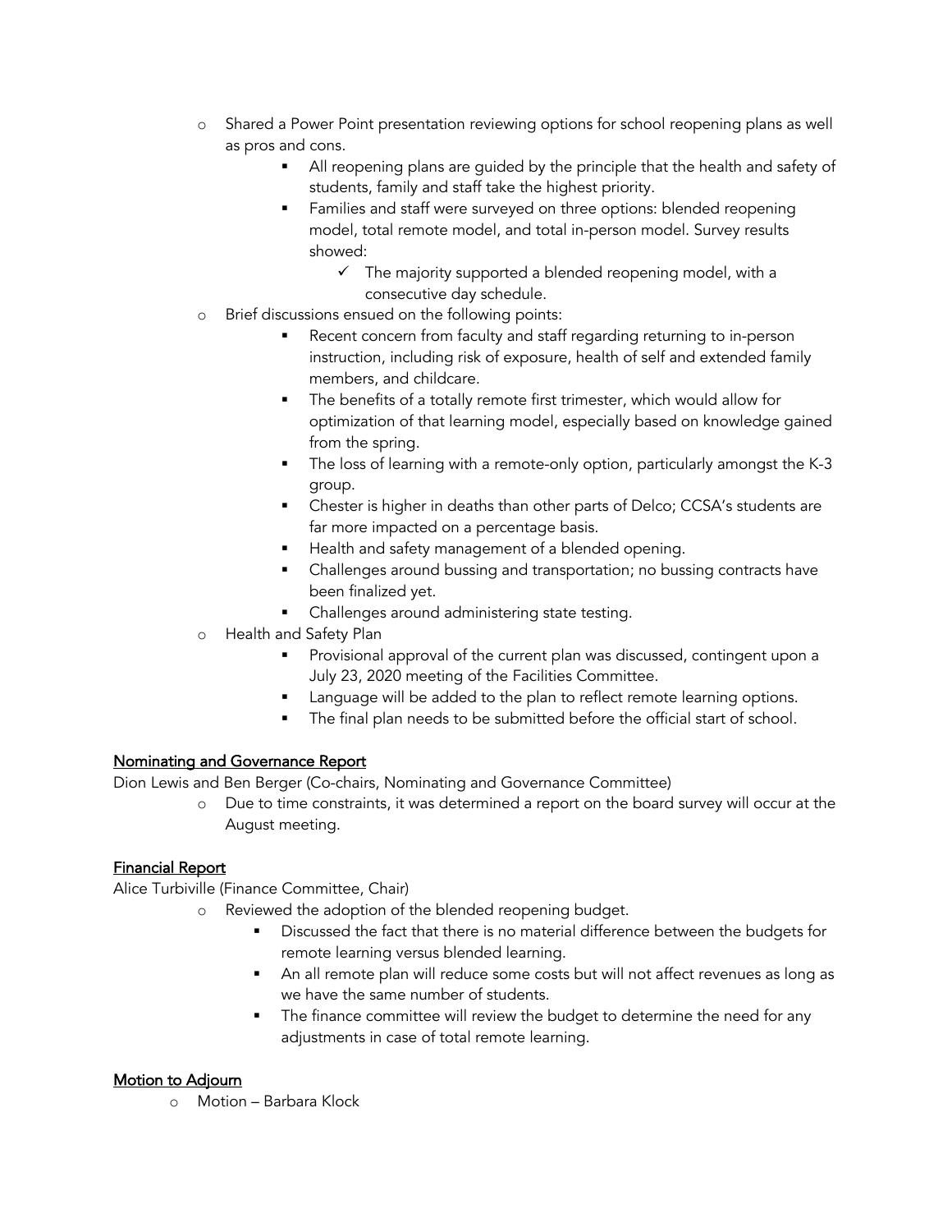- Shared a Power Point presentation reviewing options for school reopening plans as well as pros and cons.
    - All reopening plans are guided by the principle that the health and safety of students, family and staff take the highest priority.
    - Families and staff were surveyed on three options: blended reopening model, total remote model, and total in-person model. Survey results showed:
        - ✓ The majority supported a blended reopening model, with a consecutive day schedule.
- Brief discussions ensued on the following points:
    - Recent concern from faculty and staff regarding returning to in-person instruction, including risk of exposure, health of self and extended family members, and childcare.
    - The benefits of a totally remote first trimester, which would allow for optimization of that learning model, especially based on knowledge gained from the spring.
    - The loss of learning with a remote-only option, particularly amongst the K-3 group.
    - Chester is higher in deaths than other parts of Delco; CCSA's students are far more impacted on a percentage basis.
    - Health and safety management of a blended opening.
    - Challenges around bussing and transportation; no bussing contracts have been finalized yet.
    - Challenges around administering state testing.
- Health and Safety Plan
    - Provisional approval of the current plan was discussed, contingent upon a July 23, 2020 meeting of the Facilities Committee.
    - Language will be added to the plan to reflect remote learning options.
    - The final plan needs to be submitted before the official start of school.

<u>Nominating and Governance Report</u>

Dion Lewis and Ben Berger (Co-chairs, Nominating and Governance Committee)

- Due to time constraints, it was determined a report on the board survey will occur at the August meeting.

<u>Financial Report</u>

Alice Turbiville (Finance Committee, Chair)

- Reviewed the adoption of the blended reopening budget.
    - Discussed the fact that there is no material difference between the budgets for remote learning versus blended learning.
    - An all remote plan will reduce some costs but will not affect revenues as long as we have the same number of students.
    - The finance committee will review the budget to determine the need for any adjustments in case of total remote learning.

<u>Motion to Adjourn</u>

- Motion – Barbara Klock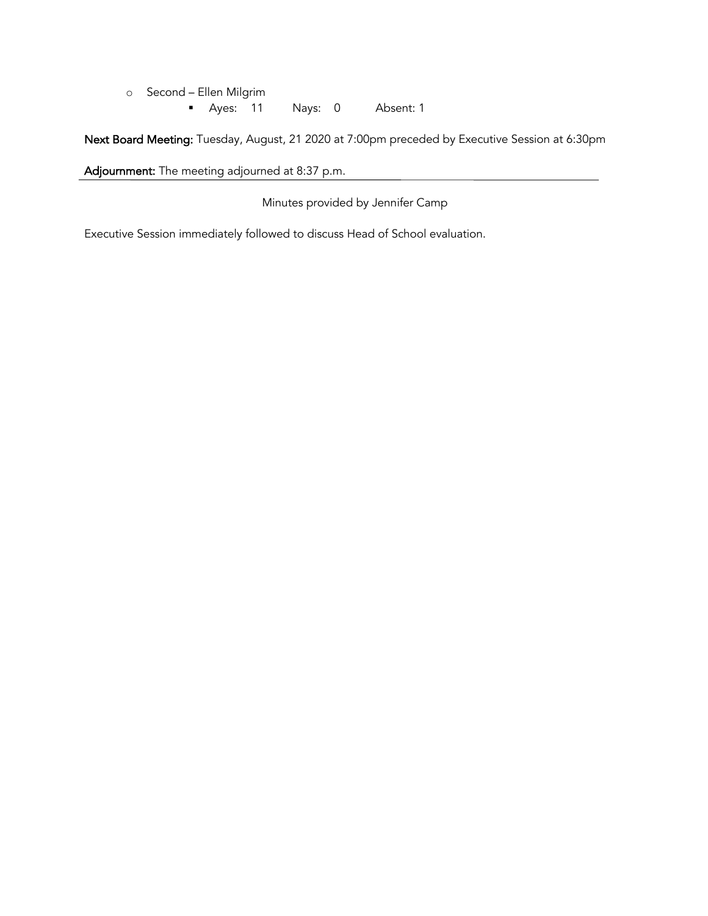- Second – Ellen Milgrim
  - Ayes: 11 Nays: 0 Absent: 1

**Next Board Meeting:** Tuesday, August, 21 2020 at 7:00pm preceded by Executive Session at 6:30pm

**Adjournment:** The meeting adjourned at 8:37 p.m.

---

Minutes provided by Jennifer Camp

Executive Session immediately followed to discuss Head of School evaluation.